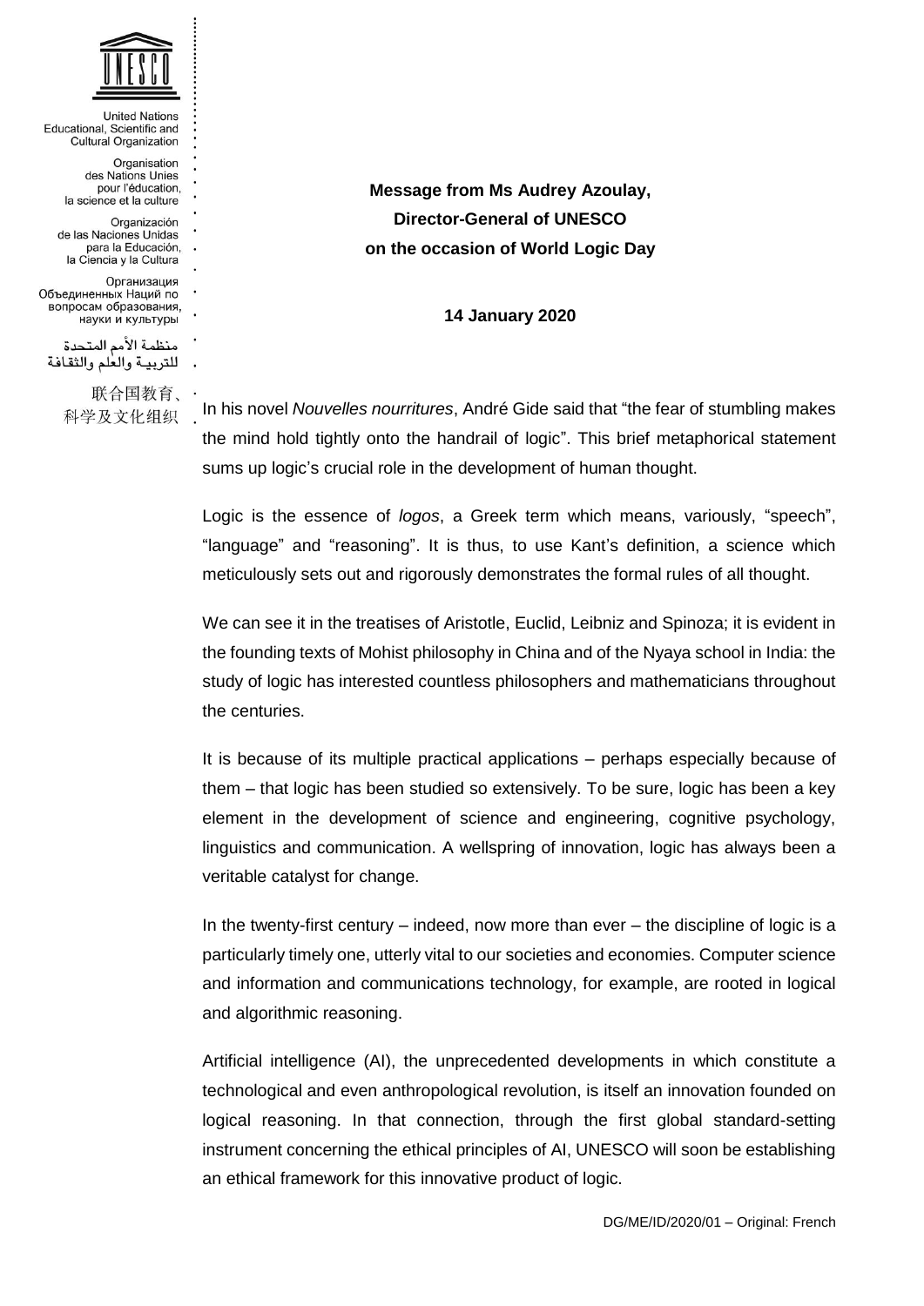United Nations
Educational, Scientific and
Cultural Organization

Organisation
des Nations Unies
pour l'éducation,
la science et la culture

Organización
de las Naciones Unidas
para la Educación,
la Ciencia y la Cultura

Организация
Объединенных Наций по
вопросам образования,
науки и культуры

منظمة الأمم المتحدة
للتربية والعلم والثقافة

联合国教育、
科学及文化组织

**Message from Ms Audrey Azoulay,**
**Director-General of UNESCO**
**on the occasion of World Logic Day**

**14 January 2020**

In his novel *Nouvelles nourritures*, André Gide said that "the fear of stumbling makes the mind hold tightly onto the handrail of logic". This brief metaphorical statement sums up logic's crucial role in the development of human thought.

Logic is the essence of *logos*, a Greek term which means, variously, "speech", "language" and "reasoning". It is thus, to use Kant's definition, a science which meticulously sets out and rigorously demonstrates the formal rules of all thought.

We can see it in the treatises of Aristotle, Euclid, Leibniz and Spinoza; it is evident in the founding texts of Mohist philosophy in China and of the Nyaya school in India: the study of logic has interested countless philosophers and mathematicians throughout the centuries.

It is because of its multiple practical applications – perhaps especially because of them – that logic has been studied so extensively. To be sure, logic has been a key element in the development of science and engineering, cognitive psychology, linguistics and communication. A wellspring of innovation, logic has always been a veritable catalyst for change.

In the twenty-first century – indeed, now more than ever – the discipline of logic is a particularly timely one, utterly vital to our societies and economies. Computer science and information and communications technology, for example, are rooted in logical and algorithmic reasoning.

Artificial intelligence (AI), the unprecedented developments in which constitute a technological and even anthropological revolution, is itself an innovation founded on logical reasoning. In that connection, through the first global standard-setting instrument concerning the ethical principles of AI, UNESCO will soon be establishing an ethical framework for this innovative product of logic.

DG/ME/ID/2020/01 – Original: French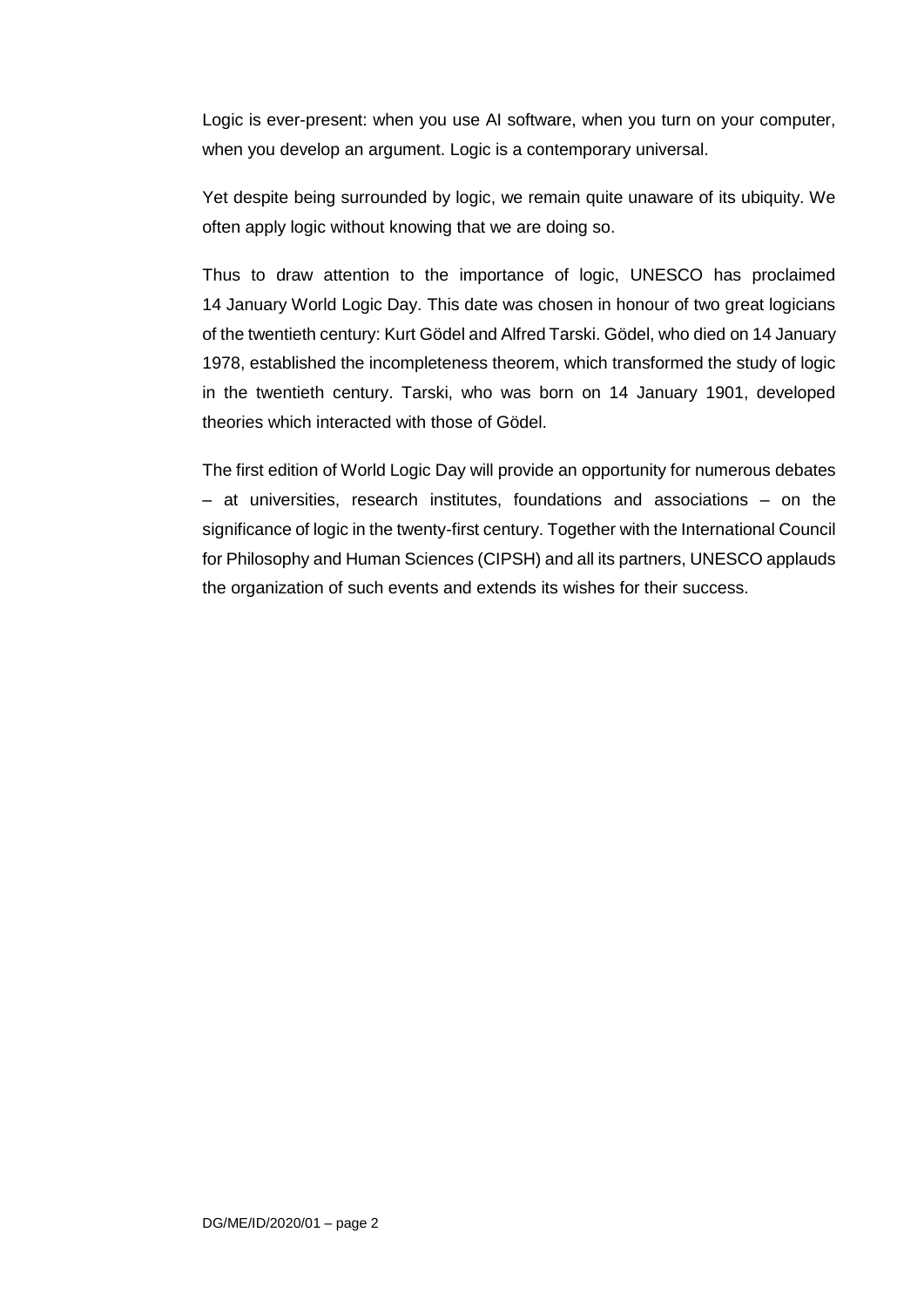Logic is ever-present: when you use AI software, when you turn on your computer, when you develop an argument. Logic is a contemporary universal.

Yet despite being surrounded by logic, we remain quite unaware of its ubiquity. We often apply logic without knowing that we are doing so.

Thus to draw attention to the importance of logic, UNESCO has proclaimed 14 January World Logic Day. This date was chosen in honour of two great logicians of the twentieth century: Kurt Gödel and Alfred Tarski. Gödel, who died on 14 January 1978, established the incompleteness theorem, which transformed the study of logic in the twentieth century. Tarski, who was born on 14 January 1901, developed theories which interacted with those of Gödel.

The first edition of World Logic Day will provide an opportunity for numerous debates – at universities, research institutes, foundations and associations – on the significance of logic in the twenty-first century. Together with the International Council for Philosophy and Human Sciences (CIPSH) and all its partners, UNESCO applauds the organization of such events and extends its wishes for their success.